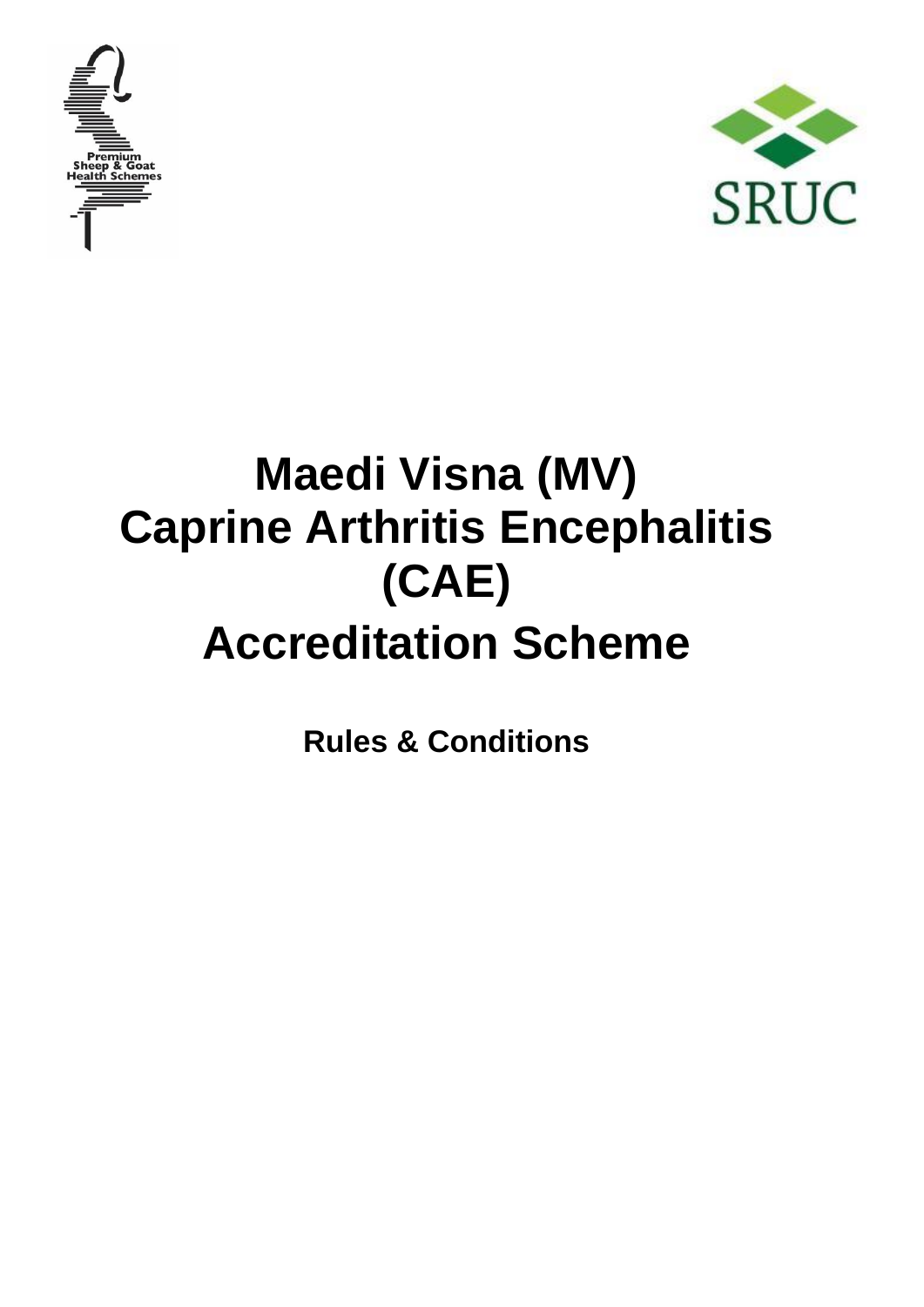Premium Sheep & Goat Health Schemes

SRUC

# Maedi Visna (MV) Caprine Arthritis Encephalitis (CAE) Accreditation Scheme

**Rules & Conditions**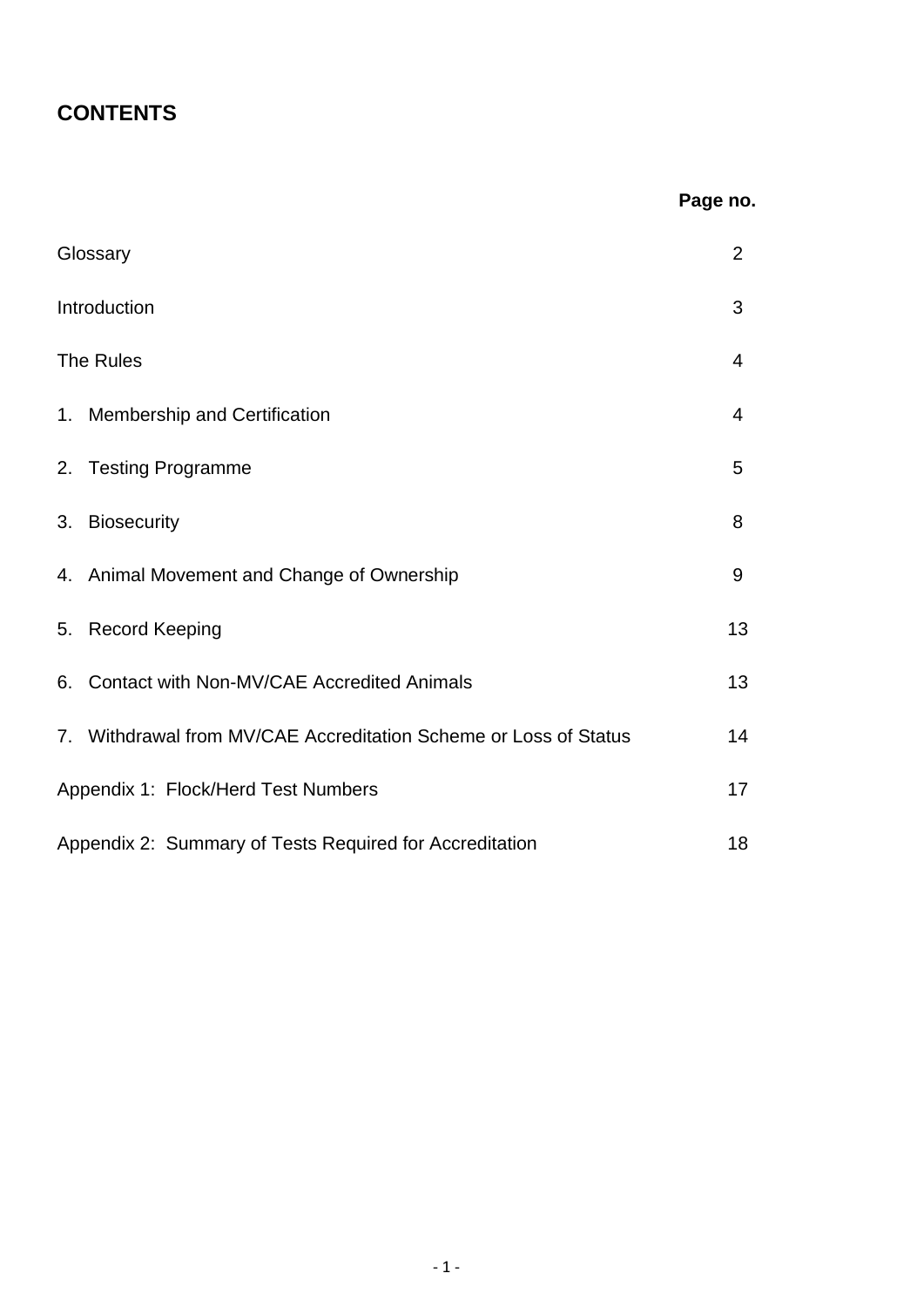# CONTENTS

| | Page no. |
|---|---|
| Glossary | 2 |
| Introduction | 3 |
| The Rules | 4 |
| 1. Membership and Certification | 4 |
| 2. Testing Programme | 5 |
| 3. Biosecurity | 8 |
| 4. Animal Movement and Change of Ownership | 9 |
| 5. Record Keeping | 13 |
| 6. Contact with Non-MV/CAE Accredited Animals | 13 |
| 7. Withdrawal from MV/CAE Accreditation Scheme or Loss of Status | 14 |
| Appendix 1: Flock/Herd Test Numbers | 17 |
| Appendix 2: Summary of Tests Required for Accreditation | 18 |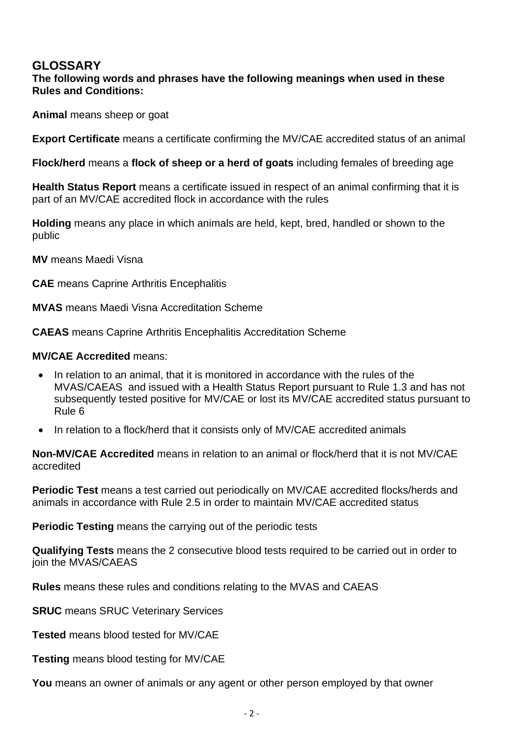## GLOSSARY

**The following words and phrases have the following meanings when used in these Rules and Conditions:**

**Animal** means sheep or goat

**Export Certificate** means a certificate confirming the MV/CAE accredited status of an animal

**Flock/herd** means a **flock of sheep or a herd of goats** including females of breeding age

**Health Status Report** means a certificate issued in respect of an animal confirming that it is part of an MV/CAE accredited flock in accordance with the rules

**Holding** means any place in which animals are held, kept, bred, handled or shown to the public

**MV** means Maedi Visna

**CAE** means Caprine Arthritis Encephalitis

**MVAS** means Maedi Visna Accreditation Scheme

**CAEAS** means Caprine Arthritis Encephalitis Accreditation Scheme

**MV/CAE Accredited** means:

- In relation to an animal, that it is monitored in accordance with the rules of the MVAS/CAEAS and issued with a Health Status Report pursuant to Rule 1.3 and has not subsequently tested positive for MV/CAE or lost its MV/CAE accredited status pursuant to Rule 6
- In relation to a flock/herd that it consists only of MV/CAE accredited animals

**Non-MV/CAE Accredited** means in relation to an animal or flock/herd that it is not MV/CAE accredited

**Periodic Test** means a test carried out periodically on MV/CAE accredited flocks/herds and animals in accordance with Rule 2.5 in order to maintain MV/CAE accredited status

**Periodic Testing** means the carrying out of the periodic tests

**Qualifying Tests** means the 2 consecutive blood tests required to be carried out in order to join the MVAS/CAEAS

**Rules** means these rules and conditions relating to the MVAS and CAEAS

**SRUC** means SRUC Veterinary Services

**Tested** means blood tested for MV/CAE

**Testing** means blood testing for MV/CAE

**You** means an owner of animals or any agent or other person employed by that owner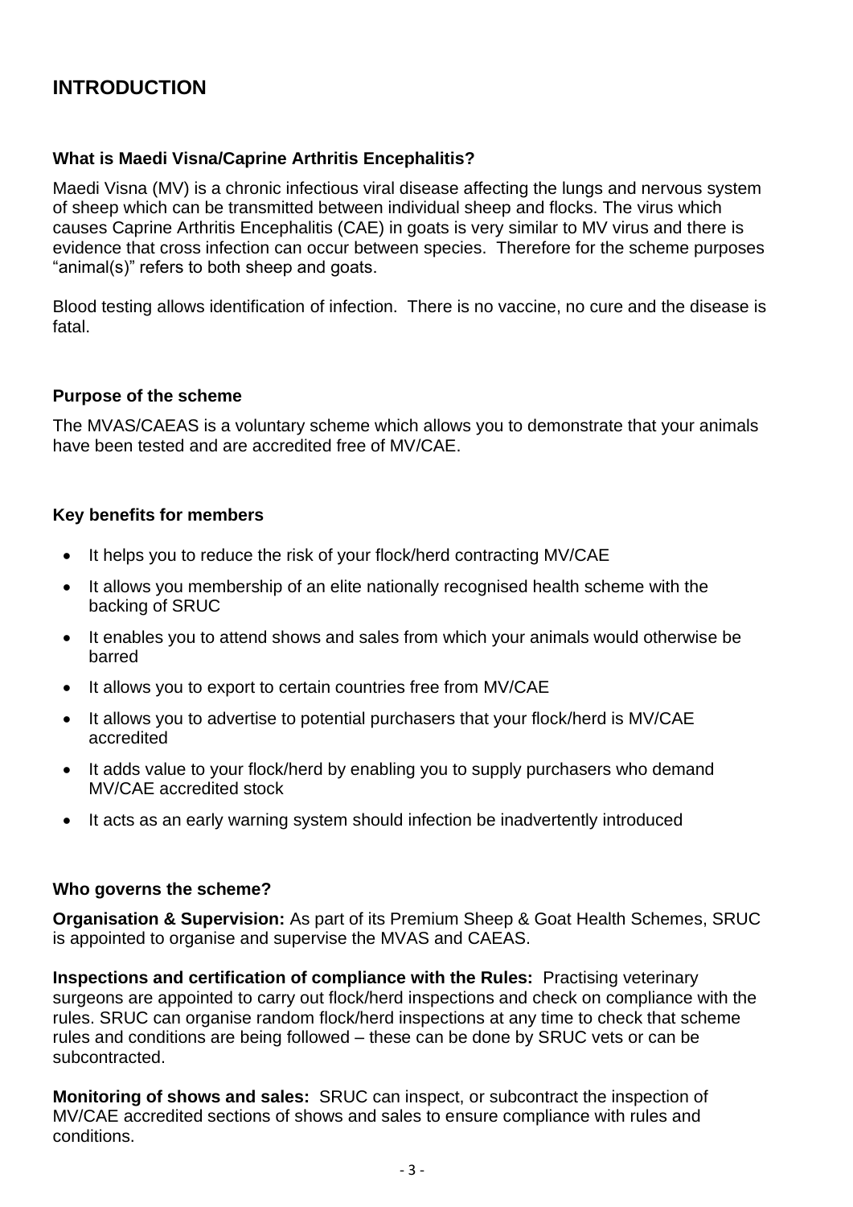# INTRODUCTION

### What is Maedi Visna/Caprine Arthritis Encephalitis?

Maedi Visna (MV) is a chronic infectious viral disease affecting the lungs and nervous system of sheep which can be transmitted between individual sheep and flocks. The virus which causes Caprine Arthritis Encephalitis (CAE) in goats is very similar to MV virus and there is evidence that cross infection can occur between species. Therefore for the scheme purposes "animal(s)" refers to both sheep and goats.

Blood testing allows identification of infection. There is no vaccine, no cure and the disease is fatal.

### Purpose of the scheme

The MVAS/CAEAS is a voluntary scheme which allows you to demonstrate that your animals have been tested and are accredited free of MV/CAE.

### Key benefits for members

- It helps you to reduce the risk of your flock/herd contracting MV/CAE
- It allows you membership of an elite nationally recognised health scheme with the backing of SRUC
- It enables you to attend shows and sales from which your animals would otherwise be barred
- It allows you to export to certain countries free from MV/CAE
- It allows you to advertise to potential purchasers that your flock/herd is MV/CAE accredited
- It adds value to your flock/herd by enabling you to supply purchasers who demand MV/CAE accredited stock
- It acts as an early warning system should infection be inadvertently introduced

### Who governs the scheme?

**Organisation & Supervision:** As part of its Premium Sheep & Goat Health Schemes, SRUC is appointed to organise and supervise the MVAS and CAEAS.

**Inspections and certification of compliance with the Rules:** Practising veterinary surgeons are appointed to carry out flock/herd inspections and check on compliance with the rules. SRUC can organise random flock/herd inspections at any time to check that scheme rules and conditions are being followed – these can be done by SRUC vets or can be subcontracted.

**Monitoring of shows and sales:** SRUC can inspect, or subcontract the inspection of MV/CAE accredited sections of shows and sales to ensure compliance with rules and conditions.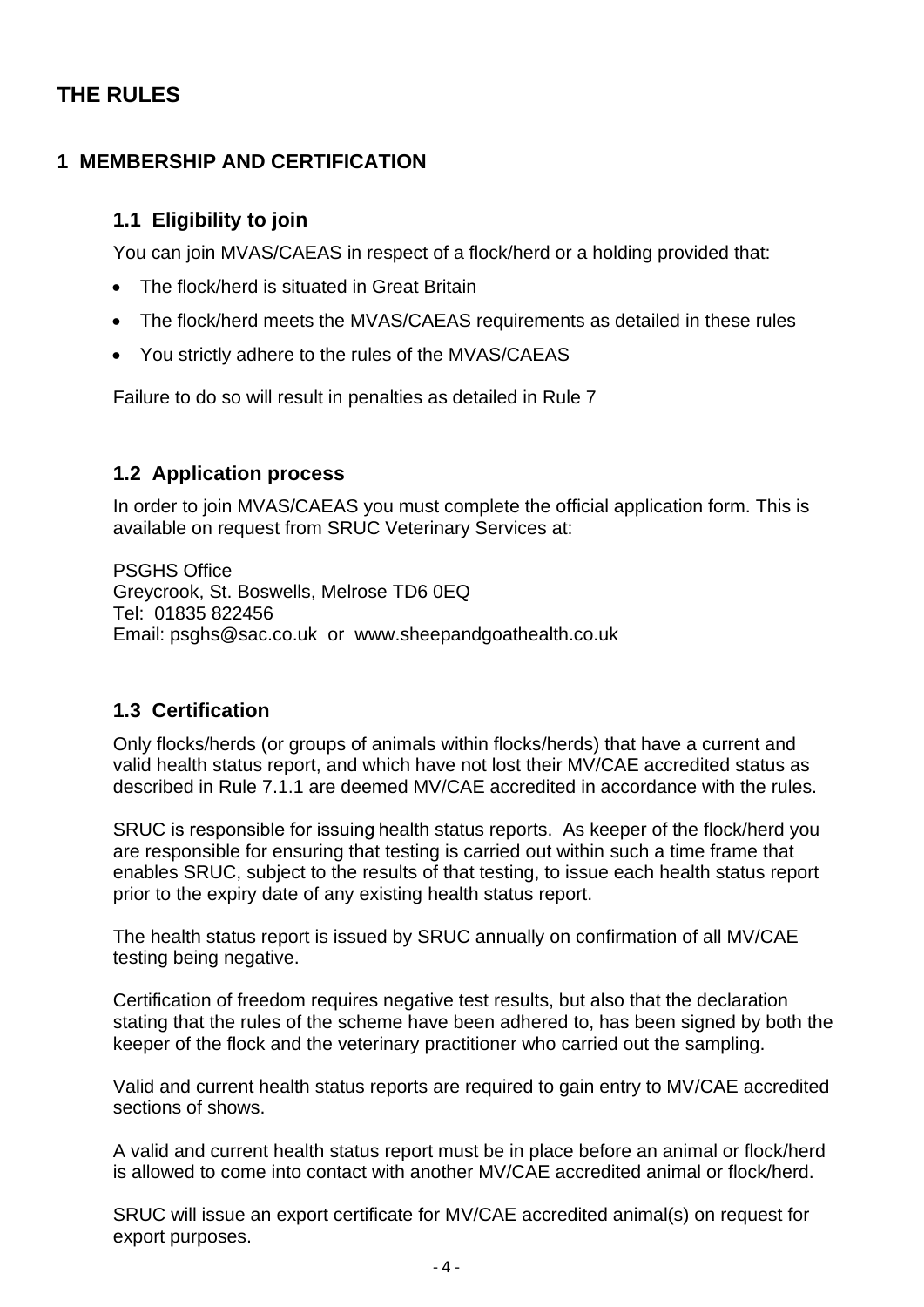# THE RULES

## 1 MEMBERSHIP AND CERTIFICATION

### 1.1 Eligibility to join

You can join MVAS/CAEAS in respect of a flock/herd or a holding provided that:

- The flock/herd is situated in Great Britain
- The flock/herd meets the MVAS/CAEAS requirements as detailed in these rules
- You strictly adhere to the rules of the MVAS/CAEAS

Failure to do so will result in penalties as detailed in Rule 7

### 1.2 Application process

In order to join MVAS/CAEAS you must complete the official application form. This is available on request from SRUC Veterinary Services at:

PSGHS Office
Greycrook, St. Boswells, Melrose TD6 0EQ
Tel: 01835 822456
Email: psghs@sac.co.uk or www.sheepandgoathealth.co.uk

### 1.3 Certification

Only flocks/herds (or groups of animals within flocks/herds) that have a current and valid health status report, and which have not lost their MV/CAE accredited status as described in Rule 7.1.1 are deemed MV/CAE accredited in accordance with the rules.

SRUC is responsible for issuing health status reports. As keeper of the flock/herd you are responsible for ensuring that testing is carried out within such a time frame that enables SRUC, subject to the results of that testing, to issue each health status report prior to the expiry date of any existing health status report.

The health status report is issued by SRUC annually on confirmation of all MV/CAE testing being negative.

Certification of freedom requires negative test results, but also that the declaration stating that the rules of the scheme have been adhered to, has been signed by both the keeper of the flock and the veterinary practitioner who carried out the sampling.

Valid and current health status reports are required to gain entry to MV/CAE accredited sections of shows.

A valid and current health status report must be in place before an animal or flock/herd is allowed to come into contact with another MV/CAE accredited animal or flock/herd.

SRUC will issue an export certificate for MV/CAE accredited animal(s) on request for export purposes.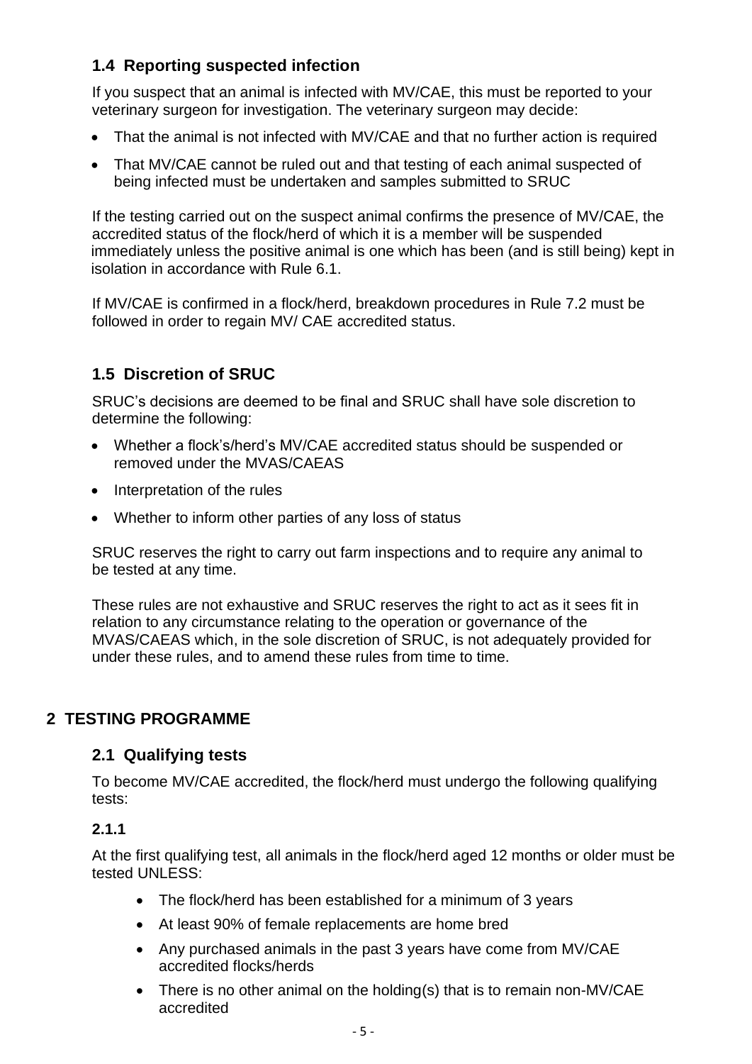### 1.4 Reporting suspected infection

If you suspect that an animal is infected with MV/CAE, this must be reported to your veterinary surgeon for investigation. The veterinary surgeon may decide:

- That the animal is not infected with MV/CAE and that no further action is required
- That MV/CAE cannot be ruled out and that testing of each animal suspected of being infected must be undertaken and samples submitted to SRUC

If the testing carried out on the suspect animal confirms the presence of MV/CAE, the accredited status of the flock/herd of which it is a member will be suspended immediately unless the positive animal is one which has been (and is still being) kept in isolation in accordance with Rule 6.1.

If MV/CAE is confirmed in a flock/herd, breakdown procedures in Rule 7.2 must be followed in order to regain MV/ CAE accredited status.

### 1.5 Discretion of SRUC

SRUC's decisions are deemed to be final and SRUC shall have sole discretion to determine the following:

- Whether a flock's/herd's MV/CAE accredited status should be suspended or removed under the MVAS/CAEAS
- Interpretation of the rules
- Whether to inform other parties of any loss of status

SRUC reserves the right to carry out farm inspections and to require any animal to be tested at any time.

These rules are not exhaustive and SRUC reserves the right to act as it sees fit in relation to any circumstance relating to the operation or governance of the MVAS/CAEAS which, in the sole discretion of SRUC, is not adequately provided for under these rules, and to amend these rules from time to time.

## 2 TESTING PROGRAMME

### 2.1 Qualifying tests

To become MV/CAE accredited, the flock/herd must undergo the following qualifying tests:

#### 2.1.1

At the first qualifying test, all animals in the flock/herd aged 12 months or older must be tested UNLESS:

- The flock/herd has been established for a minimum of 3 years
- At least 90% of female replacements are home bred
- Any purchased animals in the past 3 years have come from MV/CAE accredited flocks/herds
- There is no other animal on the holding(s) that is to remain non-MV/CAE accredited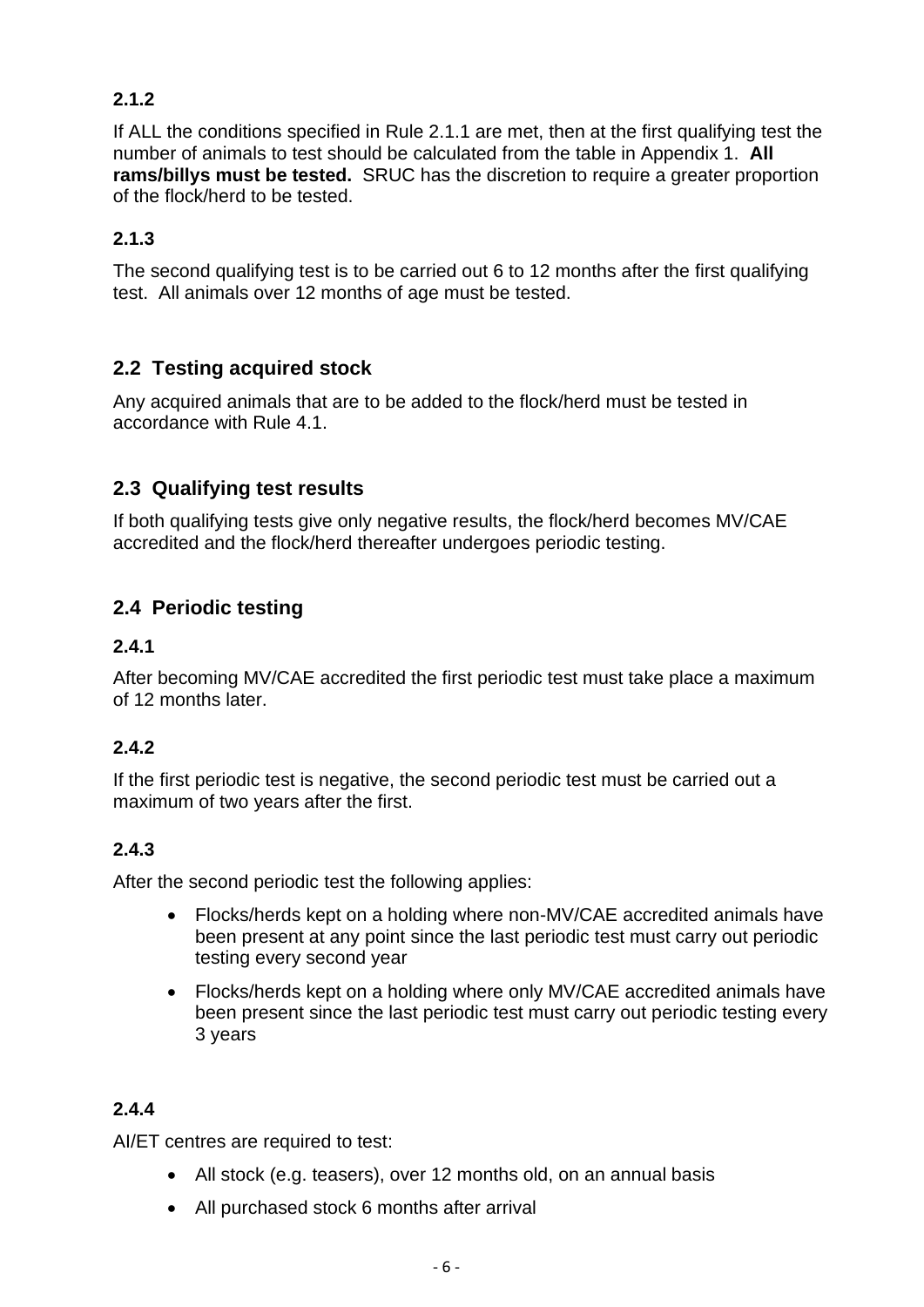### 2.1.2

If ALL the conditions specified in Rule 2.1.1 are met, then at the first qualifying test the number of animals to test should be calculated from the table in Appendix 1. **All rams/billys must be tested.** SRUC has the discretion to require a greater proportion of the flock/herd to be tested.

### 2.1.3

The second qualifying test is to be carried out 6 to 12 months after the first qualifying test. All animals over 12 months of age must be tested.

## 2.2 Testing acquired stock

Any acquired animals that are to be added to the flock/herd must be tested in accordance with Rule 4.1.

## 2.3 Qualifying test results

If both qualifying tests give only negative results, the flock/herd becomes MV/CAE accredited and the flock/herd thereafter undergoes periodic testing.

## 2.4 Periodic testing

### 2.4.1

After becoming MV/CAE accredited the first periodic test must take place a maximum of 12 months later.

### 2.4.2

If the first periodic test is negative, the second periodic test must be carried out a maximum of two years after the first.

### 2.4.3

After the second periodic test the following applies:

- Flocks/herds kept on a holding where non-MV/CAE accredited animals have been present at any point since the last periodic test must carry out periodic testing every second year
- Flocks/herds kept on a holding where only MV/CAE accredited animals have been present since the last periodic test must carry out periodic testing every 3 years

### 2.4.4

AI/ET centres are required to test:

- All stock (e.g. teasers), over 12 months old, on an annual basis
- All purchased stock 6 months after arrival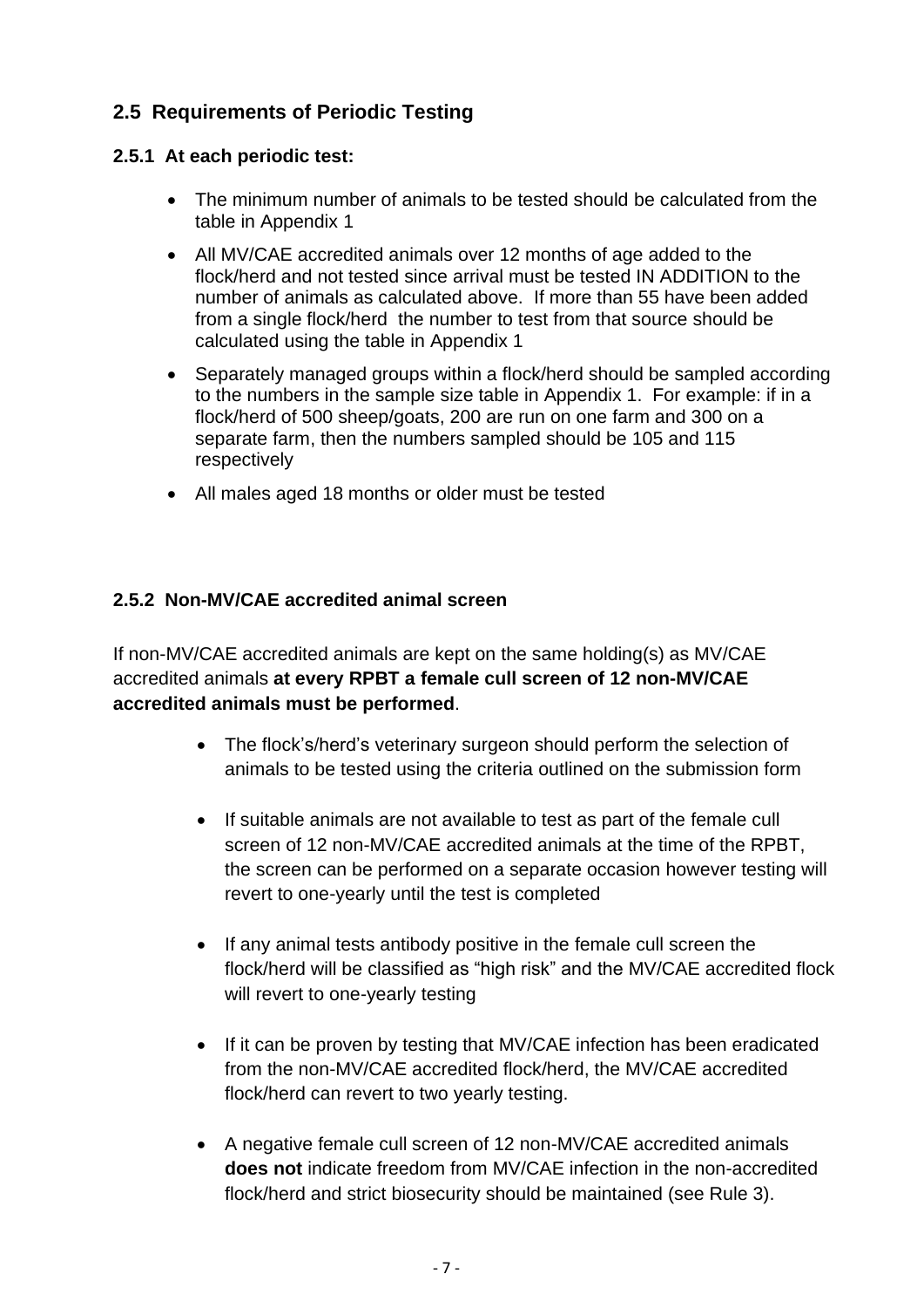## 2.5 Requirements of Periodic Testing

### 2.5.1 At each periodic test:

- The minimum number of animals to be tested should be calculated from the table in Appendix 1
- All MV/CAE accredited animals over 12 months of age added to the flock/herd and not tested since arrival must be tested IN ADDITION to the number of animals as calculated above. If more than 55 have been added from a single flock/herd the number to test from that source should be calculated using the table in Appendix 1
- Separately managed groups within a flock/herd should be sampled according to the numbers in the sample size table in Appendix 1. For example: if in a flock/herd of 500 sheep/goats, 200 are run on one farm and 300 on a separate farm, then the numbers sampled should be 105 and 115 respectively
- All males aged 18 months or older must be tested

### 2.5.2 Non-MV/CAE accredited animal screen

If non-MV/CAE accredited animals are kept on the same holding(s) as MV/CAE accredited animals **at every RPBT a female cull screen of 12 non-MV/CAE accredited animals must be performed**.

- The flock's/herd's veterinary surgeon should perform the selection of animals to be tested using the criteria outlined on the submission form
- If suitable animals are not available to test as part of the female cull screen of 12 non-MV/CAE accredited animals at the time of the RPBT, the screen can be performed on a separate occasion however testing will revert to one-yearly until the test is completed
- If any animal tests antibody positive in the female cull screen the flock/herd will be classified as "high risk" and the MV/CAE accredited flock will revert to one-yearly testing
- If it can be proven by testing that MV/CAE infection has been eradicated from the non-MV/CAE accredited flock/herd, the MV/CAE accredited flock/herd can revert to two yearly testing.
- A negative female cull screen of 12 non-MV/CAE accredited animals **does not** indicate freedom from MV/CAE infection in the non-accredited flock/herd and strict biosecurity should be maintained (see Rule 3).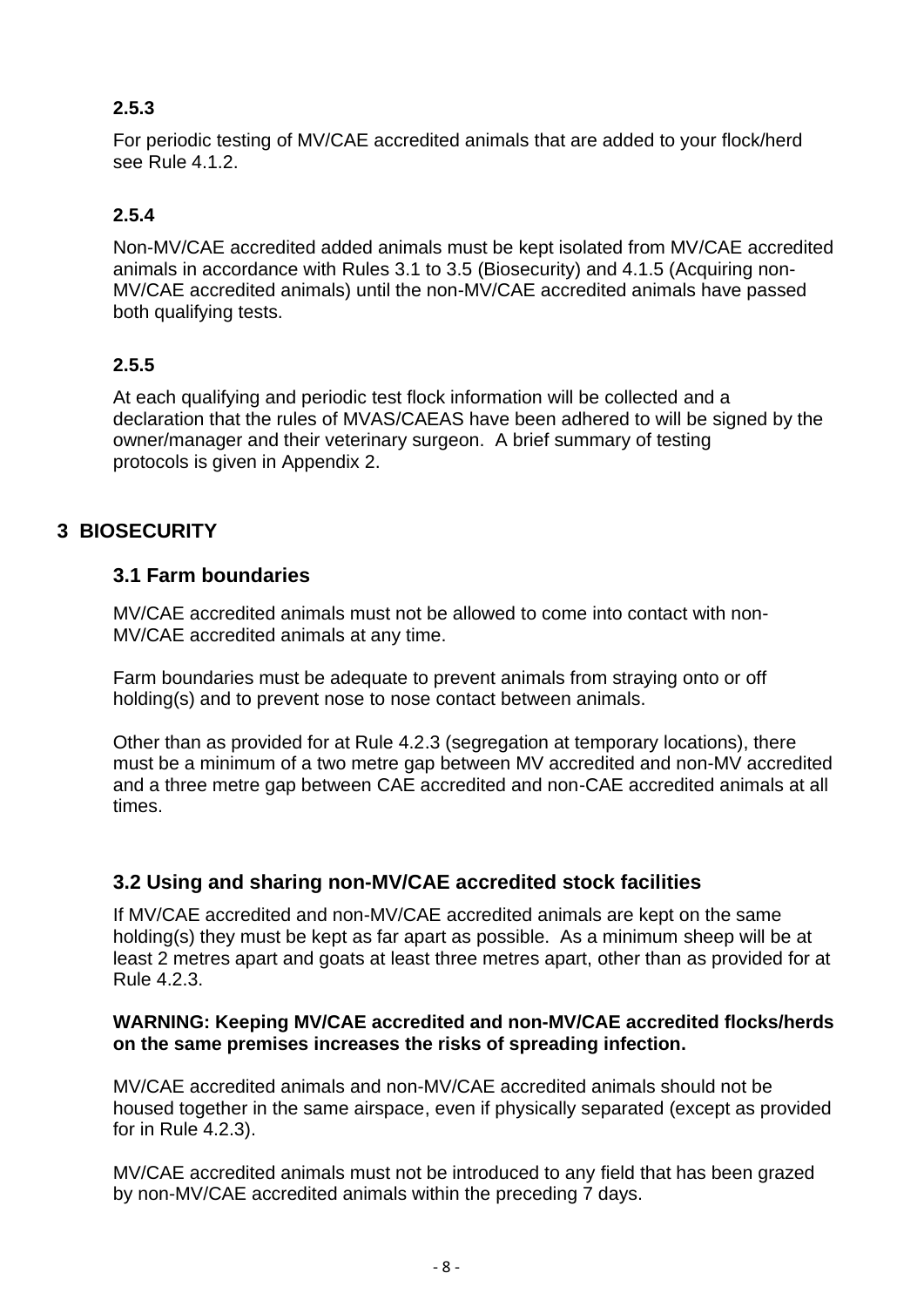### 2.5.3

For periodic testing of MV/CAE accredited animals that are added to your flock/herd see Rule 4.1.2.

### 2.5.4

Non-MV/CAE accredited added animals must be kept isolated from MV/CAE accredited animals in accordance with Rules 3.1 to 3.5 (Biosecurity) and 4.1.5 (Acquiring non-MV/CAE accredited animals) until the non-MV/CAE accredited animals have passed both qualifying tests.

### 2.5.5

At each qualifying and periodic test flock information will be collected and a declaration that the rules of MVAS/CAEAS have been adhered to will be signed by the owner/manager and their veterinary surgeon. A brief summary of testing protocols is given in Appendix 2.

# 3 BIOSECURITY

## 3.1 Farm boundaries

MV/CAE accredited animals must not be allowed to come into contact with non-MV/CAE accredited animals at any time.

Farm boundaries must be adequate to prevent animals from straying onto or off holding(s) and to prevent nose to nose contact between animals.

Other than as provided for at Rule 4.2.3 (segregation at temporary locations), there must be a minimum of a two metre gap between MV accredited and non-MV accredited and a three metre gap between CAE accredited and non-CAE accredited animals at all times.

## 3.2 Using and sharing non-MV/CAE accredited stock facilities

If MV/CAE accredited and non-MV/CAE accredited animals are kept on the same holding(s) they must be kept as far apart as possible. As a minimum sheep will be at least 2 metres apart and goats at least three metres apart, other than as provided for at Rule 4.2.3.

**WARNING: Keeping MV/CAE accredited and non-MV/CAE accredited flocks/herds on the same premises increases the risks of spreading infection.**

MV/CAE accredited animals and non-MV/CAE accredited animals should not be housed together in the same airspace, even if physically separated (except as provided for in Rule 4.2.3).

MV/CAE accredited animals must not be introduced to any field that has been grazed by non-MV/CAE accredited animals within the preceding 7 days.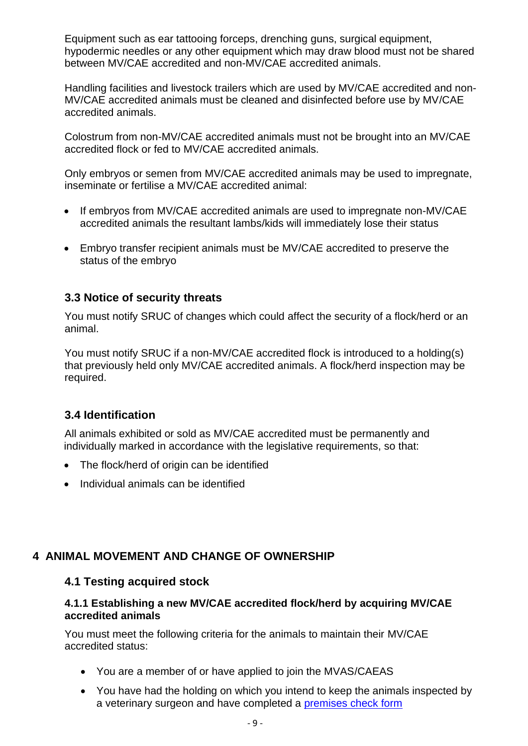Equipment such as ear tattooing forceps, drenching guns, surgical equipment, hypodermic needles or any other equipment which may draw blood must not be shared between MV/CAE accredited and non-MV/CAE accredited animals.

Handling facilities and livestock trailers which are used by MV/CAE accredited and non-MV/CAE accredited animals must be cleaned and disinfected before use by MV/CAE accredited animals.

Colostrum from non-MV/CAE accredited animals must not be brought into an MV/CAE accredited flock or fed to MV/CAE accredited animals.

Only embryos or semen from MV/CAE accredited animals may be used to impregnate, inseminate or fertilise a MV/CAE accredited animal:

- If embryos from MV/CAE accredited animals are used to impregnate non-MV/CAE accredited animals the resultant lambs/kids will immediately lose their status
- Embryo transfer recipient animals must be MV/CAE accredited to preserve the status of the embryo

### 3.3 Notice of security threats

You must notify SRUC of changes which could affect the security of a flock/herd or an animal.

You must notify SRUC if a non-MV/CAE accredited flock is introduced to a holding(s) that previously held only MV/CAE accredited animals. A flock/herd inspection may be required.

### 3.4 Identification

All animals exhibited or sold as MV/CAE accredited must be permanently and individually marked in accordance with the legislative requirements, so that:

- The flock/herd of origin can be identified
- Individual animals can be identified

## 4 ANIMAL MOVEMENT AND CHANGE OF OWNERSHIP

### 4.1 Testing acquired stock

#### 4.1.1 Establishing a new MV/CAE accredited flock/herd by acquiring MV/CAE accredited animals

You must meet the following criteria for the animals to maintain their MV/CAE accredited status:

- You are a member of or have applied to join the MVAS/CAEAS
- You have had the holding on which you intend to keep the animals inspected by a veterinary surgeon and have completed a premises check form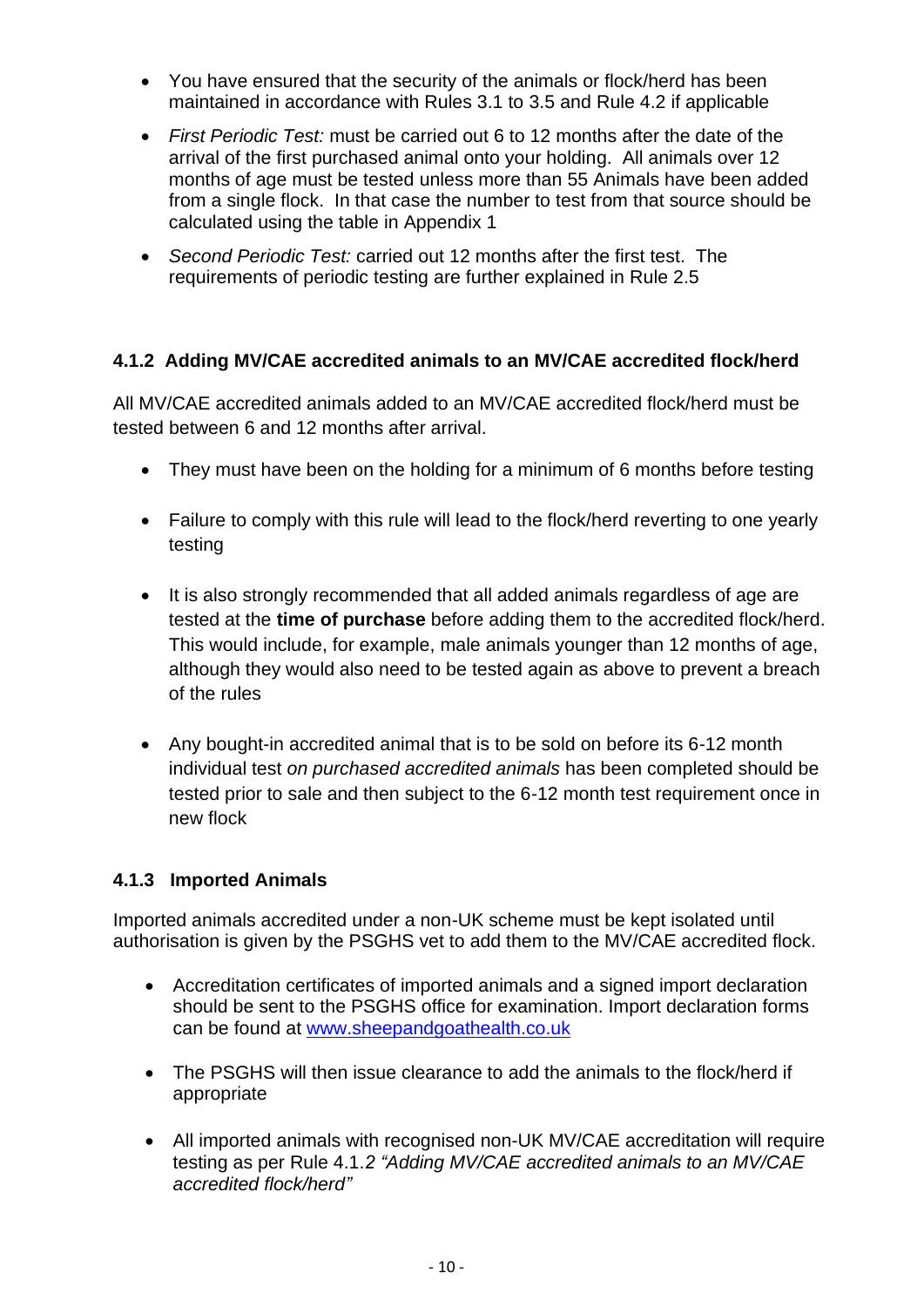- You have ensured that the security of the animals or flock/herd has been maintained in accordance with Rules 3.1 to 3.5 and Rule 4.2 if applicable

- *First Periodic Test:* must be carried out 6 to 12 months after the date of the arrival of the first purchased animal onto your holding. All animals over 12 months of age must be tested unless more than 55 Animals have been added from a single flock. In that case the number to test from that source should be calculated using the table in Appendix 1

- *Second Periodic Test:* carried out 12 months after the first test. The requirements of periodic testing are further explained in Rule 2.5

#### 4.1.2 Adding MV/CAE accredited animals to an MV/CAE accredited flock/herd

All MV/CAE accredited animals added to an MV/CAE accredited flock/herd must be tested between 6 and 12 months after arrival.

- They must have been on the holding for a minimum of 6 months before testing

- Failure to comply with this rule will lead to the flock/herd reverting to one yearly testing

- It is also strongly recommended that all added animals regardless of age are tested at the **time of purchase** before adding them to the accredited flock/herd. This would include, for example, male animals younger than 12 months of age, although they would also need to be tested again as above to prevent a breach of the rules

- Any bought-in accredited animal that is to be sold on before its 6-12 month individual test *on purchased accredited animals* has been completed should be tested prior to sale and then subject to the 6-12 month test requirement once in new flock

#### 4.1.3 Imported Animals

Imported animals accredited under a non-UK scheme must be kept isolated until authorisation is given by the PSGHS vet to add them to the MV/CAE accredited flock.

- Accreditation certificates of imported animals and a signed import declaration should be sent to the PSGHS office for examination. Import declaration forms can be found at [www.sheepandgoathealth.co.uk](http://www.sheepandgoathealth.co.uk)

- The PSGHS will then issue clearance to add the animals to the flock/herd if appropriate

- All imported animals with recognised non-UK MV/CAE accreditation will require testing as per Rule 4.1.*2 "Adding MV/CAE accredited animals to an MV/CAE accredited flock/herd"*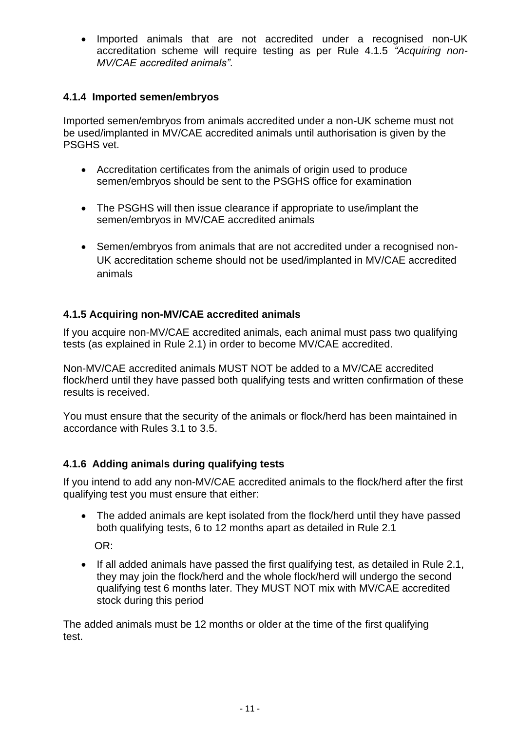- Imported animals that are not accredited under a recognised non-UK accreditation scheme will require testing as per Rule 4.1.5 *"Acquiring non-MV/CAE accredited animals"*.

### 4.1.4 Imported semen/embryos

Imported semen/embryos from animals accredited under a non-UK scheme must not be used/implanted in MV/CAE accredited animals until authorisation is given by the PSGHS vet.

- Accreditation certificates from the animals of origin used to produce semen/embryos should be sent to the PSGHS office for examination

- The PSGHS will then issue clearance if appropriate to use/implant the semen/embryos in MV/CAE accredited animals

- Semen/embryos from animals that are not accredited under a recognised non-UK accreditation scheme should not be used/implanted in MV/CAE accredited animals

### 4.1.5 Acquiring non-MV/CAE accredited animals

If you acquire non-MV/CAE accredited animals, each animal must pass two qualifying tests (as explained in Rule 2.1) in order to become MV/CAE accredited.

Non-MV/CAE accredited animals MUST NOT be added to a MV/CAE accredited flock/herd until they have passed both qualifying tests and written confirmation of these results is received.

You must ensure that the security of the animals or flock/herd has been maintained in accordance with Rules 3.1 to 3.5.

### 4.1.6 Adding animals during qualifying tests

If you intend to add any non-MV/CAE accredited animals to the flock/herd after the first qualifying test you must ensure that either:

- The added animals are kept isolated from the flock/herd until they have passed both qualifying tests, 6 to 12 months apart as detailed in Rule 2.1

  OR:

- If all added animals have passed the first qualifying test, as detailed in Rule 2.1, they may join the flock/herd and the whole flock/herd will undergo the second qualifying test 6 months later. They MUST NOT mix with MV/CAE accredited stock during this period

The added animals must be 12 months or older at the time of the first qualifying test.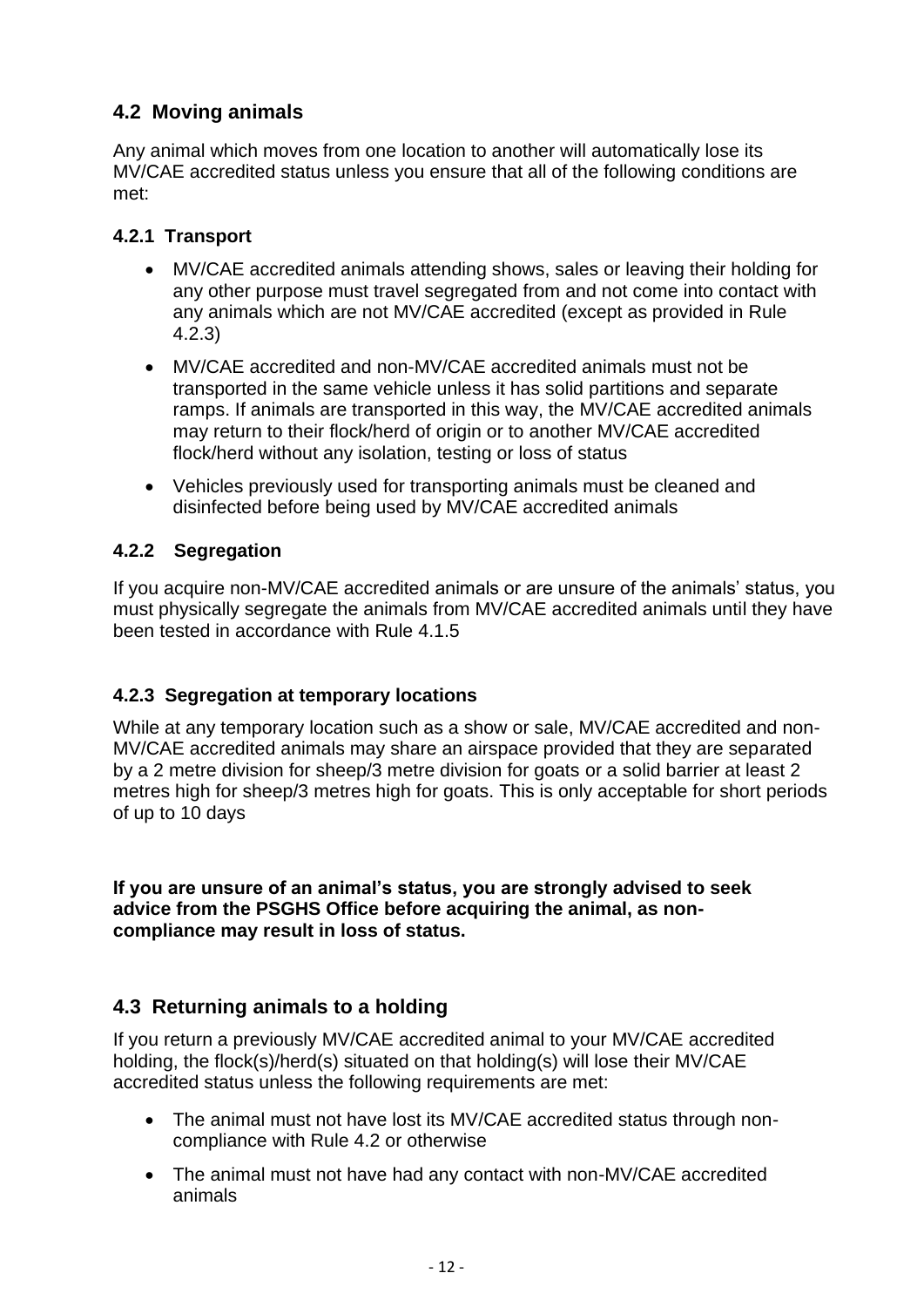## 4.2 Moving animals

Any animal which moves from one location to another will automatically lose its MV/CAE accredited status unless you ensure that all of the following conditions are met:

### 4.2.1 Transport

- MV/CAE accredited animals attending shows, sales or leaving their holding for any other purpose must travel segregated from and not come into contact with any animals which are not MV/CAE accredited (except as provided in Rule 4.2.3)
- MV/CAE accredited and non-MV/CAE accredited animals must not be transported in the same vehicle unless it has solid partitions and separate ramps. If animals are transported in this way, the MV/CAE accredited animals may return to their flock/herd of origin or to another MV/CAE accredited flock/herd without any isolation, testing or loss of status
- Vehicles previously used for transporting animals must be cleaned and disinfected before being used by MV/CAE accredited animals

### 4.2.2 Segregation

If you acquire non-MV/CAE accredited animals or are unsure of the animals' status, you must physically segregate the animals from MV/CAE accredited animals until they have been tested in accordance with Rule 4.1.5

### 4.2.3 Segregation at temporary locations

While at any temporary location such as a show or sale, MV/CAE accredited and non-MV/CAE accredited animals may share an airspace provided that they are separated by a 2 metre division for sheep/3 metre division for goats or a solid barrier at least 2 metres high for sheep/3 metres high for goats. This is only acceptable for short periods of up to 10 days

**If you are unsure of an animal's status, you are strongly advised to seek advice from the PSGHS Office before acquiring the animal, as non-compliance may result in loss of status.**

## 4.3 Returning animals to a holding

If you return a previously MV/CAE accredited animal to your MV/CAE accredited holding, the flock(s)/herd(s) situated on that holding(s) will lose their MV/CAE accredited status unless the following requirements are met:

- The animal must not have lost its MV/CAE accredited status through non-compliance with Rule 4.2 or otherwise
- The animal must not have had any contact with non-MV/CAE accredited animals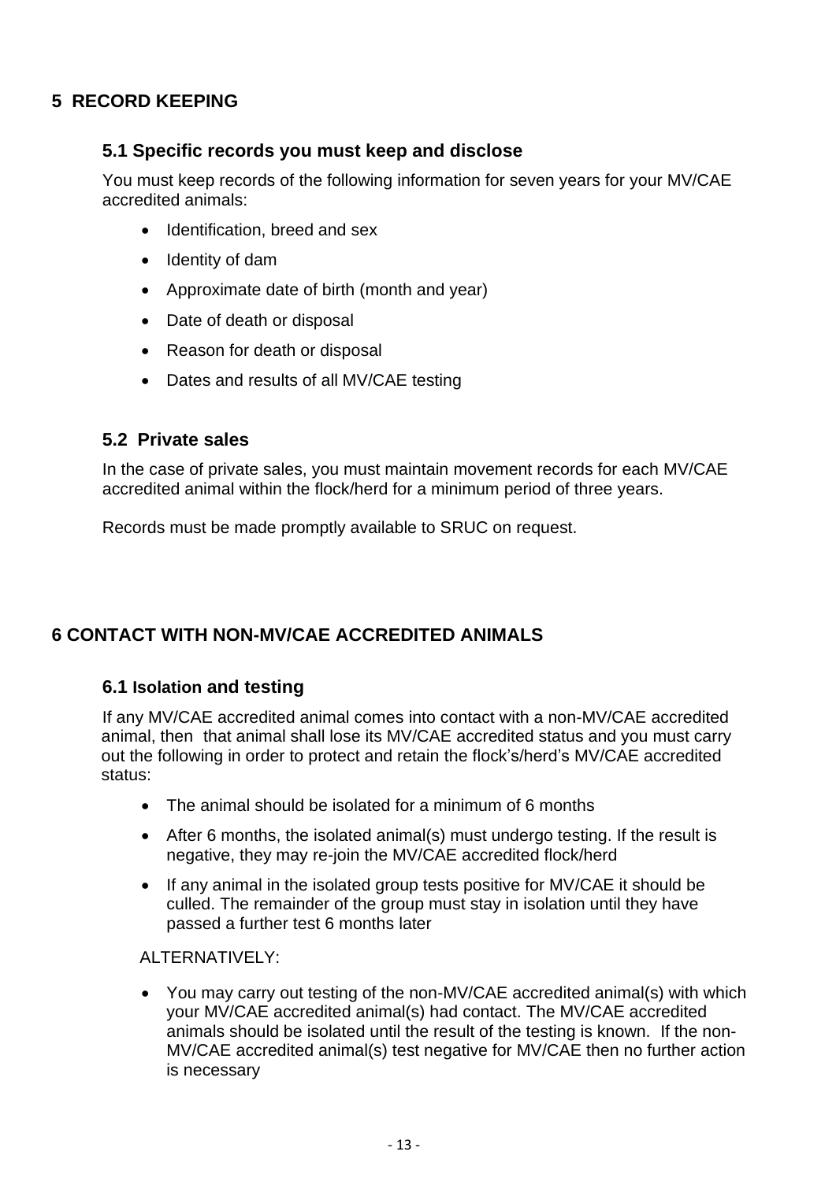# 5 RECORD KEEPING

## 5.1 Specific records you must keep and disclose

You must keep records of the following information for seven years for your MV/CAE accredited animals:

- Identification, breed and sex
- Identity of dam
- Approximate date of birth (month and year)
- Date of death or disposal
- Reason for death or disposal
- Dates and results of all MV/CAE testing

## 5.2 Private sales

In the case of private sales, you must maintain movement records for each MV/CAE accredited animal within the flock/herd for a minimum period of three years.

Records must be made promptly available to SRUC on request.

# 6 CONTACT WITH NON-MV/CAE ACCREDITED ANIMALS

## 6.1 Isolation and testing

If any MV/CAE accredited animal comes into contact with a non-MV/CAE accredited animal, then that animal shall lose its MV/CAE accredited status and you must carry out the following in order to protect and retain the flock's/herd's MV/CAE accredited status:

- The animal should be isolated for a minimum of 6 months
- After 6 months, the isolated animal(s) must undergo testing. If the result is negative, they may re-join the MV/CAE accredited flock/herd
- If any animal in the isolated group tests positive for MV/CAE it should be culled. The remainder of the group must stay in isolation until they have passed a further test 6 months later

ALTERNATIVELY:

- You may carry out testing of the non-MV/CAE accredited animal(s) with which your MV/CAE accredited animal(s) had contact. The MV/CAE accredited animals should be isolated until the result of the testing is known. If the non-MV/CAE accredited animal(s) test negative for MV/CAE then no further action is necessary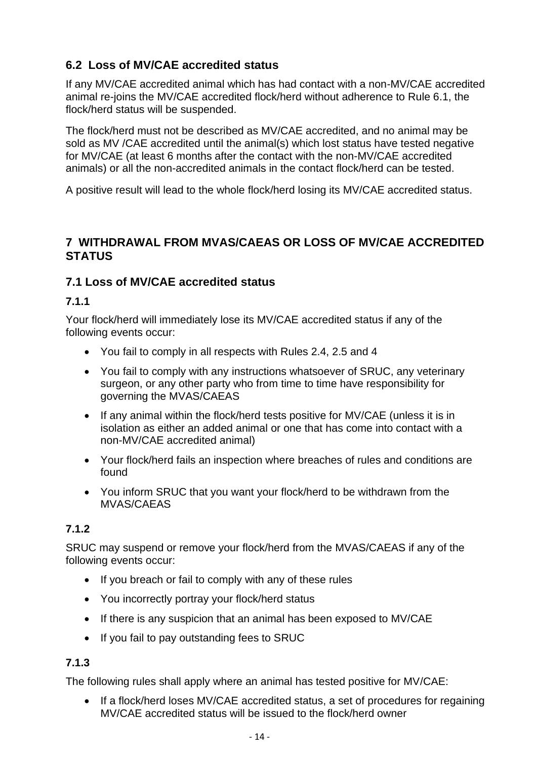## 6.2 Loss of MV/CAE accredited status

If any MV/CAE accredited animal which has had contact with a non-MV/CAE accredited animal re-joins the MV/CAE accredited flock/herd without adherence to Rule 6.1, the flock/herd status will be suspended.

The flock/herd must not be described as MV/CAE accredited, and no animal may be sold as MV /CAE accredited until the animal(s) which lost status have tested negative for MV/CAE (at least 6 months after the contact with the non-MV/CAE accredited animals) or all the non-accredited animals in the contact flock/herd can be tested.

A positive result will lead to the whole flock/herd losing its MV/CAE accredited status.

# 7 WITHDRAWAL FROM MVAS/CAEAS OR LOSS OF MV/CAE ACCREDITED STATUS

## 7.1 Loss of MV/CAE accredited status

### 7.1.1

Your flock/herd will immediately lose its MV/CAE accredited status if any of the following events occur:

- You fail to comply in all respects with Rules 2.4, 2.5 and 4
- You fail to comply with any instructions whatsoever of SRUC, any veterinary surgeon, or any other party who from time to time have responsibility for governing the MVAS/CAEAS
- If any animal within the flock/herd tests positive for MV/CAE (unless it is in isolation as either an added animal or one that has come into contact with a non-MV/CAE accredited animal)
- Your flock/herd fails an inspection where breaches of rules and conditions are found
- You inform SRUC that you want your flock/herd to be withdrawn from the MVAS/CAEAS

### 7.1.2

SRUC may suspend or remove your flock/herd from the MVAS/CAEAS if any of the following events occur:

- If you breach or fail to comply with any of these rules
- You incorrectly portray your flock/herd status
- If there is any suspicion that an animal has been exposed to MV/CAE
- If you fail to pay outstanding fees to SRUC

### 7.1.3

The following rules shall apply where an animal has tested positive for MV/CAE:

- If a flock/herd loses MV/CAE accredited status, a set of procedures for regaining MV/CAE accredited status will be issued to the flock/herd owner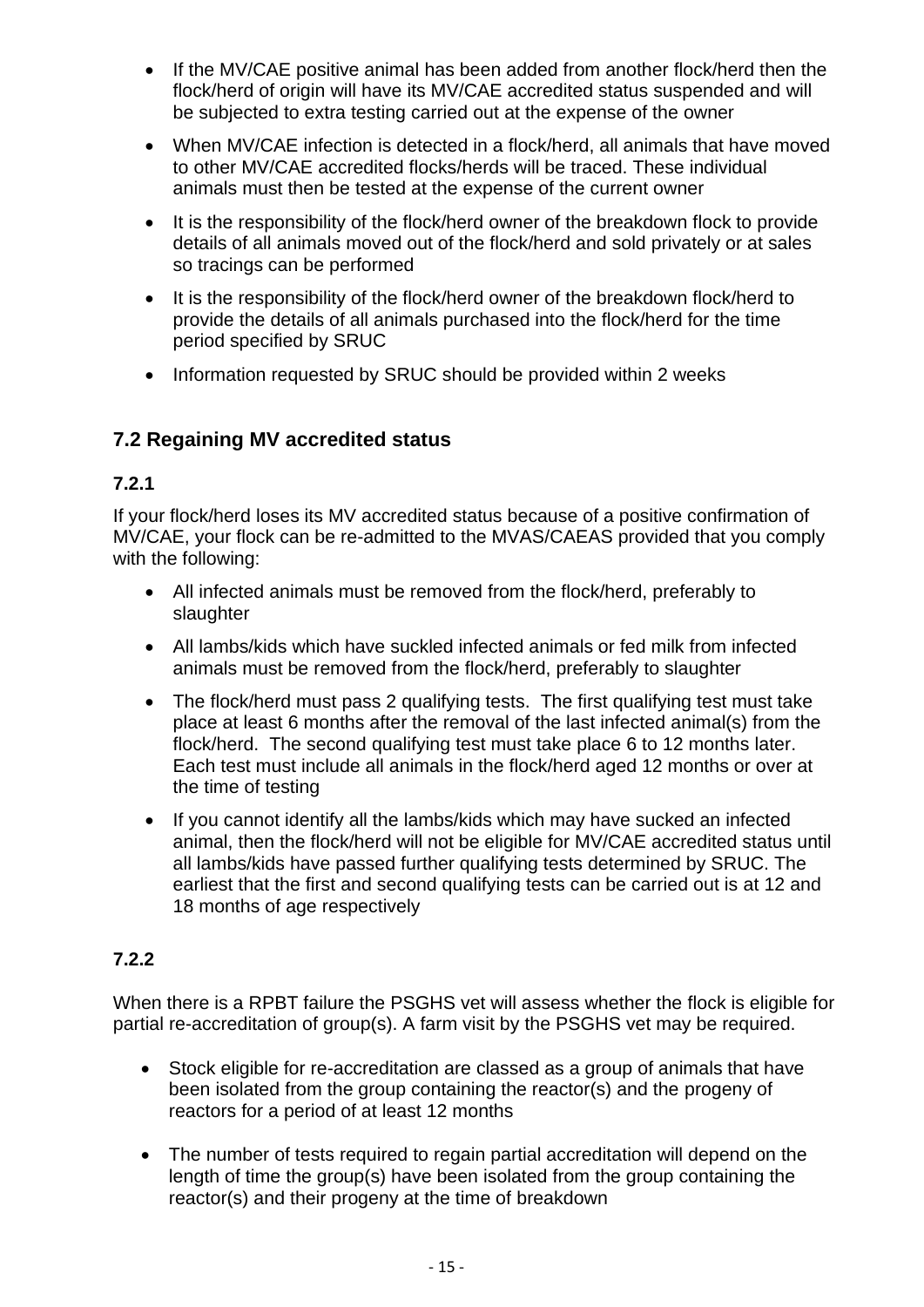- If the MV/CAE positive animal has been added from another flock/herd then the flock/herd of origin will have its MV/CAE accredited status suspended and will be subjected to extra testing carried out at the expense of the owner
- When MV/CAE infection is detected in a flock/herd, all animals that have moved to other MV/CAE accredited flocks/herds will be traced. These individual animals must then be tested at the expense of the current owner
- It is the responsibility of the flock/herd owner of the breakdown flock to provide details of all animals moved out of the flock/herd and sold privately or at sales so tracings can be performed
- It is the responsibility of the flock/herd owner of the breakdown flock/herd to provide the details of all animals purchased into the flock/herd for the time period specified by SRUC
- Information requested by SRUC should be provided within 2 weeks

## 7.2 Regaining MV accredited status

### 7.2.1

If your flock/herd loses its MV accredited status because of a positive confirmation of MV/CAE, your flock can be re-admitted to the MVAS/CAEAS provided that you comply with the following:

- All infected animals must be removed from the flock/herd, preferably to slaughter
- All lambs/kids which have suckled infected animals or fed milk from infected animals must be removed from the flock/herd, preferably to slaughter
- The flock/herd must pass 2 qualifying tests. The first qualifying test must take place at least 6 months after the removal of the last infected animal(s) from the flock/herd. The second qualifying test must take place 6 to 12 months later. Each test must include all animals in the flock/herd aged 12 months or over at the time of testing
- If you cannot identify all the lambs/kids which may have sucked an infected animal, then the flock/herd will not be eligible for MV/CAE accredited status until all lambs/kids have passed further qualifying tests determined by SRUC. The earliest that the first and second qualifying tests can be carried out is at 12 and 18 months of age respectively

### 7.2.2

When there is a RPBT failure the PSGHS vet will assess whether the flock is eligible for partial re-accreditation of group(s). A farm visit by the PSGHS vet may be required.

- Stock eligible for re-accreditation are classed as a group of animals that have been isolated from the group containing the reactor(s) and the progeny of reactors for a period of at least 12 months
- The number of tests required to regain partial accreditation will depend on the length of time the group(s) have been isolated from the group containing the reactor(s) and their progeny at the time of breakdown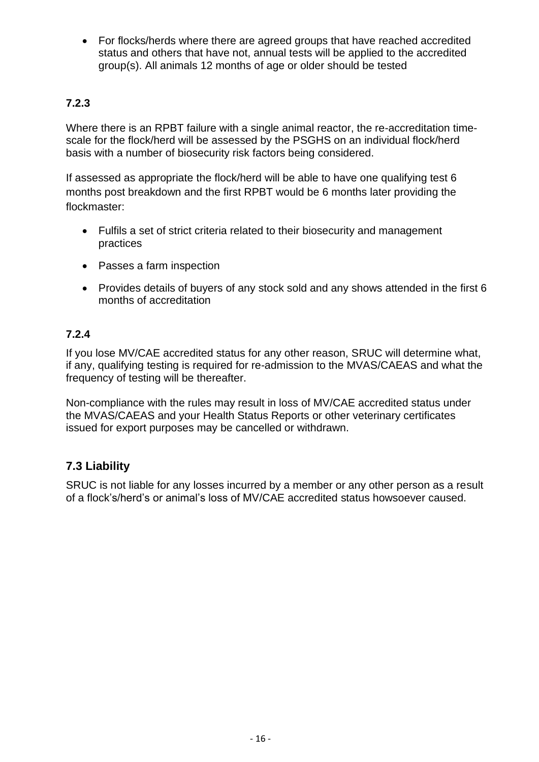- For flocks/herds where there are agreed groups that have reached accredited status and others that have not, annual tests will be applied to the accredited group(s). All animals 12 months of age or older should be tested

### 7.2.3

Where there is an RPBT failure with a single animal reactor, the re-accreditation time-scale for the flock/herd will be assessed by the PSGHS on an individual flock/herd basis with a number of biosecurity risk factors being considered.

If assessed as appropriate the flock/herd will be able to have one qualifying test 6 months post breakdown and the first RPBT would be 6 months later providing the flockmaster:

- Fulfils a set of strict criteria related to their biosecurity and management practices
- Passes a farm inspection
- Provides details of buyers of any stock sold and any shows attended in the first 6 months of accreditation

### 7.2.4

If you lose MV/CAE accredited status for any other reason, SRUC will determine what, if any, qualifying testing is required for re-admission to the MVAS/CAEAS and what the frequency of testing will be thereafter.

Non-compliance with the rules may result in loss of MV/CAE accredited status under the MVAS/CAEAS and your Health Status Reports or other veterinary certificates issued for export purposes may be cancelled or withdrawn.

## 7.3 Liability

SRUC is not liable for any losses incurred by a member or any other person as a result of a flock's/herd's or animal's loss of MV/CAE accredited status howsoever caused.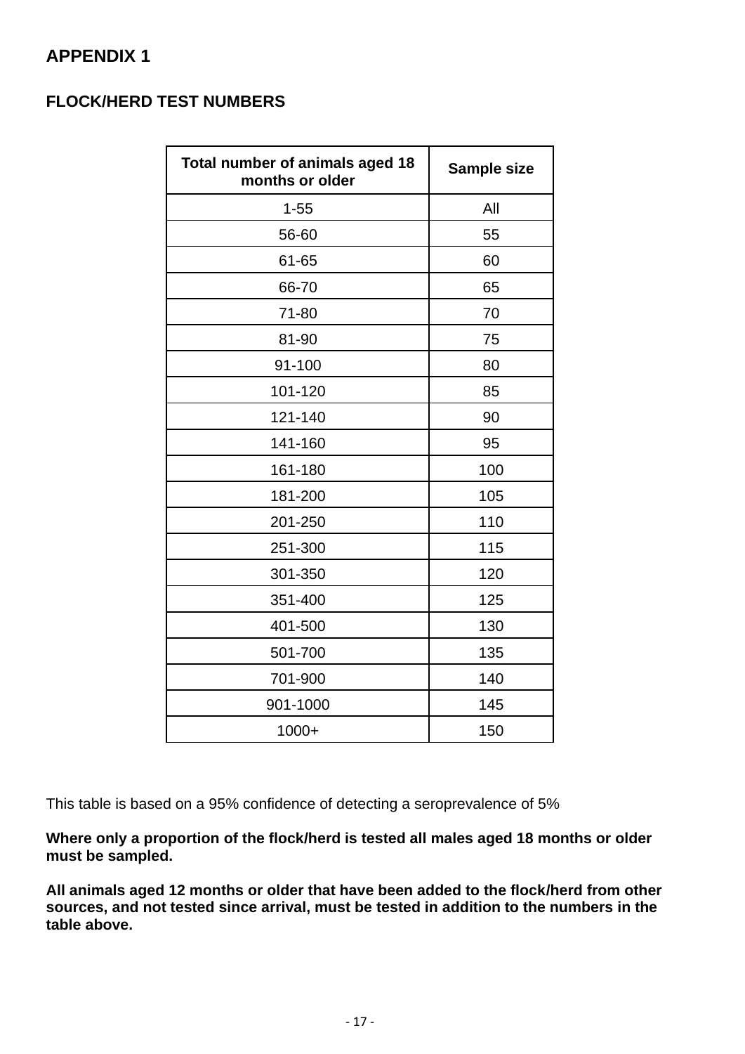## APPENDIX 1

### FLOCK/HERD TEST NUMBERS

| Total number of animals aged 18 months or older | Sample size |
|---|---|
| 1-55 | All |
| 56-60 | 55 |
| 61-65 | 60 |
| 66-70 | 65 |
| 71-80 | 70 |
| 81-90 | 75 |
| 91-100 | 80 |
| 101-120 | 85 |
| 121-140 | 90 |
| 141-160 | 95 |
| 161-180 | 100 |
| 181-200 | 105 |
| 201-250 | 110 |
| 251-300 | 115 |
| 301-350 | 120 |
| 351-400 | 125 |
| 401-500 | 130 |
| 501-700 | 135 |
| 701-900 | 140 |
| 901-1000 | 145 |
| 1000+ | 150 |

This table is based on a 95% confidence of detecting a seroprevalence of 5%

**Where only a proportion of the flock/herd is tested all males aged 18 months or older must be sampled.**

**All animals aged 12 months or older that have been added to the flock/herd from other sources, and not tested since arrival, must be tested in addition to the numbers in the table above.**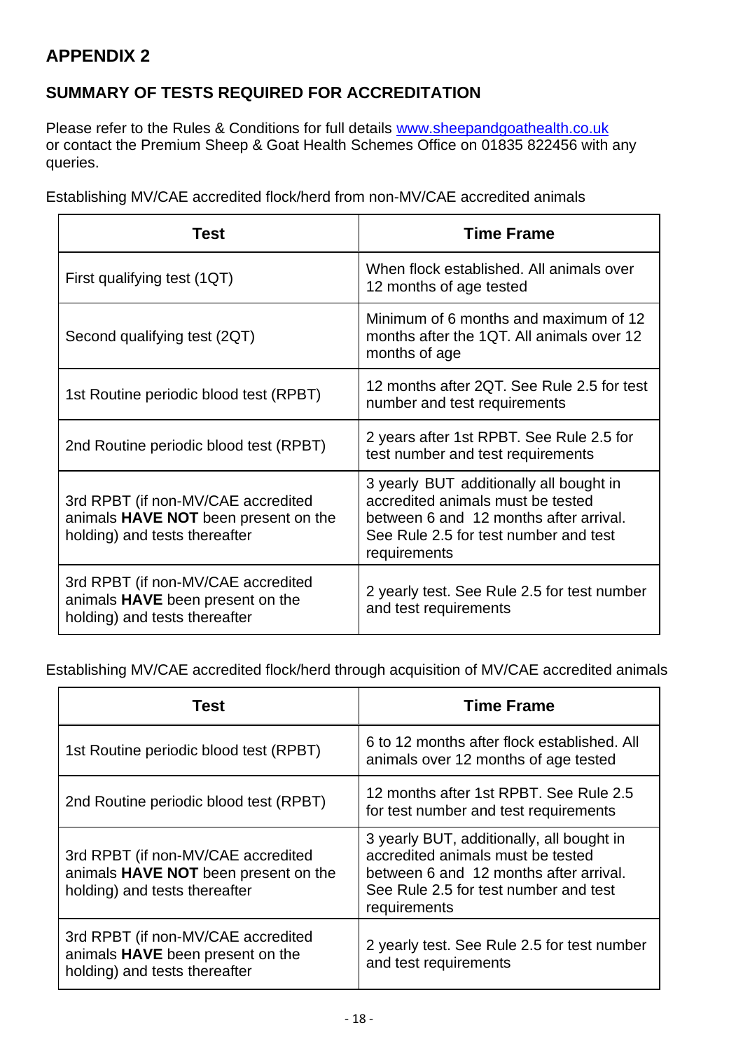## APPENDIX 2

### SUMMARY OF TESTS REQUIRED FOR ACCREDITATION

Please refer to the Rules & Conditions for full details www.sheepandgoathealth.co.uk or contact the Premium Sheep & Goat Health Schemes Office on 01835 822456 with any queries.

Establishing MV/CAE accredited flock/herd from non-MV/CAE accredited animals

| Test | Time Frame |
|---|---|
| First qualifying test (1QT) | When flock established. All animals over 12 months of age tested |
| Second qualifying test (2QT) | Minimum of 6 months and maximum of 12 months after the 1QT. All animals over 12 months of age |
| 1st Routine periodic blood test (RPBT) | 12 months after 2QT. See Rule 2.5 for test number and test requirements |
| 2nd Routine periodic blood test (RPBT) | 2 years after 1st RPBT. See Rule 2.5 for test number and test requirements |
| 3rd RPBT (if non-MV/CAE accredited animals **HAVE NOT** been present on the holding) and tests thereafter | 3 yearly BUT additionally all bought in accredited animals must be tested between 6 and 12 months after arrival. See Rule 2.5 for test number and test requirements |
| 3rd RPBT (if non-MV/CAE accredited animals **HAVE** been present on the holding) and tests thereafter | 2 yearly test. See Rule 2.5 for test number and test requirements |

Establishing MV/CAE accredited flock/herd through acquisition of MV/CAE accredited animals

| Test | Time Frame |
|---|---|
| 1st Routine periodic blood test (RPBT) | 6 to 12 months after flock established. All animals over 12 months of age tested |
| 2nd Routine periodic blood test (RPBT) | 12 months after 1st RPBT. See Rule 2.5 for test number and test requirements |
| 3rd RPBT (if non-MV/CAE accredited animals **HAVE NOT** been present on the holding) and tests thereafter | 3 yearly BUT, additionally, all bought in accredited animals must be tested between 6 and 12 months after arrival. See Rule 2.5 for test number and test requirements |
| 3rd RPBT (if non-MV/CAE accredited animals **HAVE** been present on the holding) and tests thereafter | 2 yearly test. See Rule 2.5 for test number and test requirements |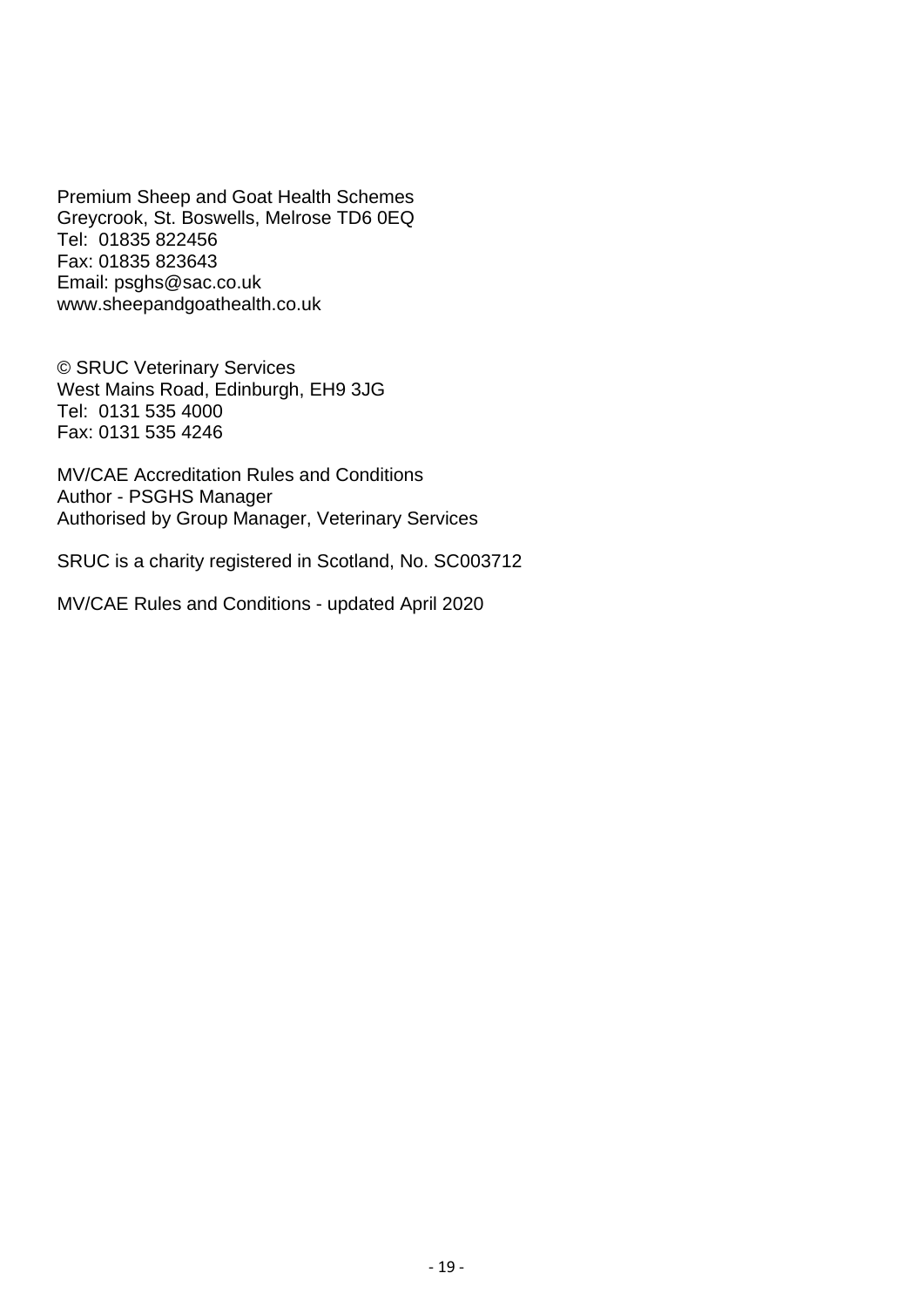Premium Sheep and Goat Health Schemes
Greycrook, St. Boswells, Melrose TD6 0EQ
Tel: 01835 822456
Fax: 01835 823643
Email: psghs@sac.co.uk
www.sheepandgoathealth.co.uk

© SRUC Veterinary Services
West Mains Road, Edinburgh, EH9 3JG
Tel: 0131 535 4000
Fax: 0131 535 4246

MV/CAE Accreditation Rules and Conditions
Author - PSGHS Manager
Authorised by Group Manager, Veterinary Services

SRUC is a charity registered in Scotland, No. SC003712

MV/CAE Rules and Conditions - updated April 2020